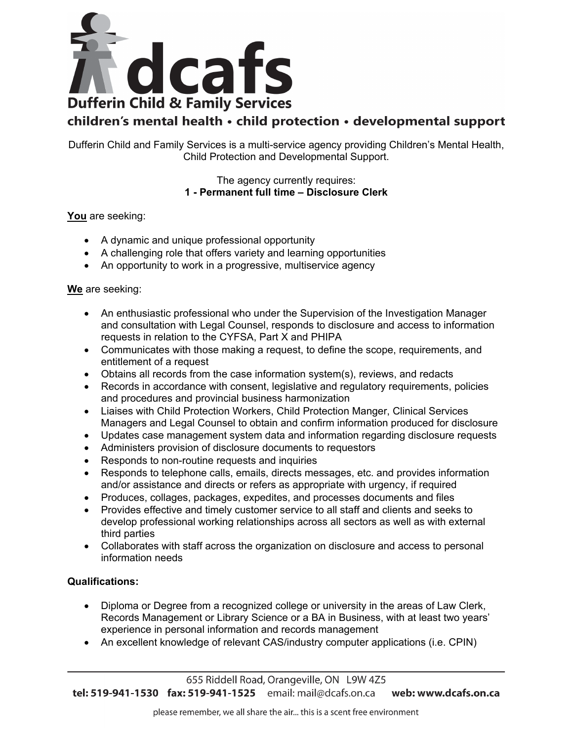# dcafs

## Dufferin Child & Family Services

**children's mental health • child protection • developmental support**

Dufferin Child and Family Services is a multi-service agency providing Children's Mental Health, Child Protection and Developmental Support.

The agency currently requires:
**1 - Permanent full time – Disclosure Clerk**

**You** are seeking:

- A dynamic and unique professional opportunity
- A challenging role that offers variety and learning opportunities
- An opportunity to work in a progressive, multiservice agency

**We** are seeking:

- An enthusiastic professional who under the Supervision of the Investigation Manager and consultation with Legal Counsel, responds to disclosure and access to information requests in relation to the CYFSA, Part X and PHIPA
- Communicates with those making a request, to define the scope, requirements, and entitlement of a request
- Obtains all records from the case information system(s), reviews, and redacts
- Records in accordance with consent, legislative and regulatory requirements, policies and procedures and provincial business harmonization
- Liaises with Child Protection Workers, Child Protection Manger, Clinical Services Managers and Legal Counsel to obtain and confirm information produced for disclosure
- Updates case management system data and information regarding disclosure requests
- Administers provision of disclosure documents to requestors
- Responds to non-routine requests and inquiries
- Responds to telephone calls, emails, directs messages, etc. and provides information and/or assistance and directs or refers as appropriate with urgency, if required
- Produces, collages, packages, expedites, and processes documents and files
- Provides effective and timely customer service to all staff and clients and seeks to develop professional working relationships across all sectors as well as with external third parties
- Collaborates with staff across the organization on disclosure and access to personal information needs

**Qualifications:**

- Diploma or Degree from a recognized college or university in the areas of Law Clerk, Records Management or Library Science or a BA in Business, with at least two years' experience in personal information and records management
- An excellent knowledge of relevant CAS/industry computer applications (i.e. CPIN)

655 Riddell Road, Orangeville, ON L9W 4Z5
**tel: 519-941-1530 fax: 519-941-1525** email: mail@dcafs.on.ca **web: www.dcafs.on.ca**

please remember, we all share the air... this is a scent free environment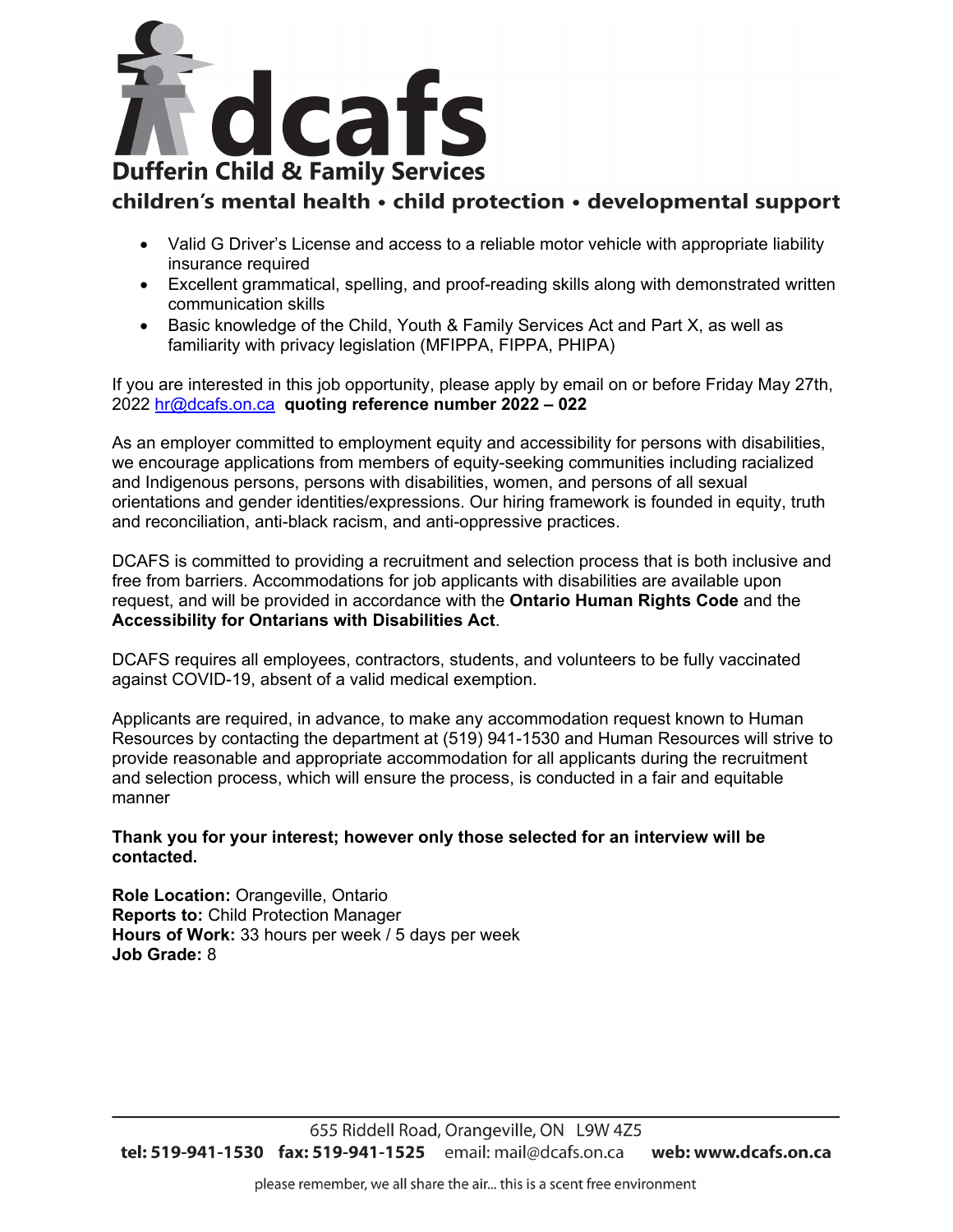- Valid G Driver's License and access to a reliable motor vehicle with appropriate liability insurance required
- Excellent grammatical, spelling, and proof-reading skills along with demonstrated written communication skills
- Basic knowledge of the Child, Youth & Family Services Act and Part X, as well as familiarity with privacy legislation (MFIPPA, FIPPA, PHIPA)

If you are interested in this job opportunity, please apply by email on or before Friday May 27th, 2022 hr@dcafs.on.ca **quoting reference number 2022 – 022**

As an employer committed to employment equity and accessibility for persons with disabilities, we encourage applications from members of equity-seeking communities including racialized and Indigenous persons, persons with disabilities, women, and persons of all sexual orientations and gender identities/expressions. Our hiring framework is founded in equity, truth and reconciliation, anti-black racism, and anti-oppressive practices.

DCAFS is committed to providing a recruitment and selection process that is both inclusive and free from barriers. Accommodations for job applicants with disabilities are available upon request, and will be provided in accordance with the **Ontario Human Rights Code** and the **Accessibility for Ontarians with Disabilities Act**.

DCAFS requires all employees, contractors, students, and volunteers to be fully vaccinated against COVID-19, absent of a valid medical exemption.

Applicants are required, in advance, to make any accommodation request known to Human Resources by contacting the department at (519) 941-1530 and Human Resources will strive to provide reasonable and appropriate accommodation for all applicants during the recruitment and selection process, which will ensure the process, is conducted in a fair and equitable manner

**Thank you for your interest; however only those selected for an interview will be contacted.**

**Role Location:** Orangeville, Ontario
**Reports to:** Child Protection Manager
**Hours of Work:** 33 hours per week / 5 days per week
**Job Grade:** 8